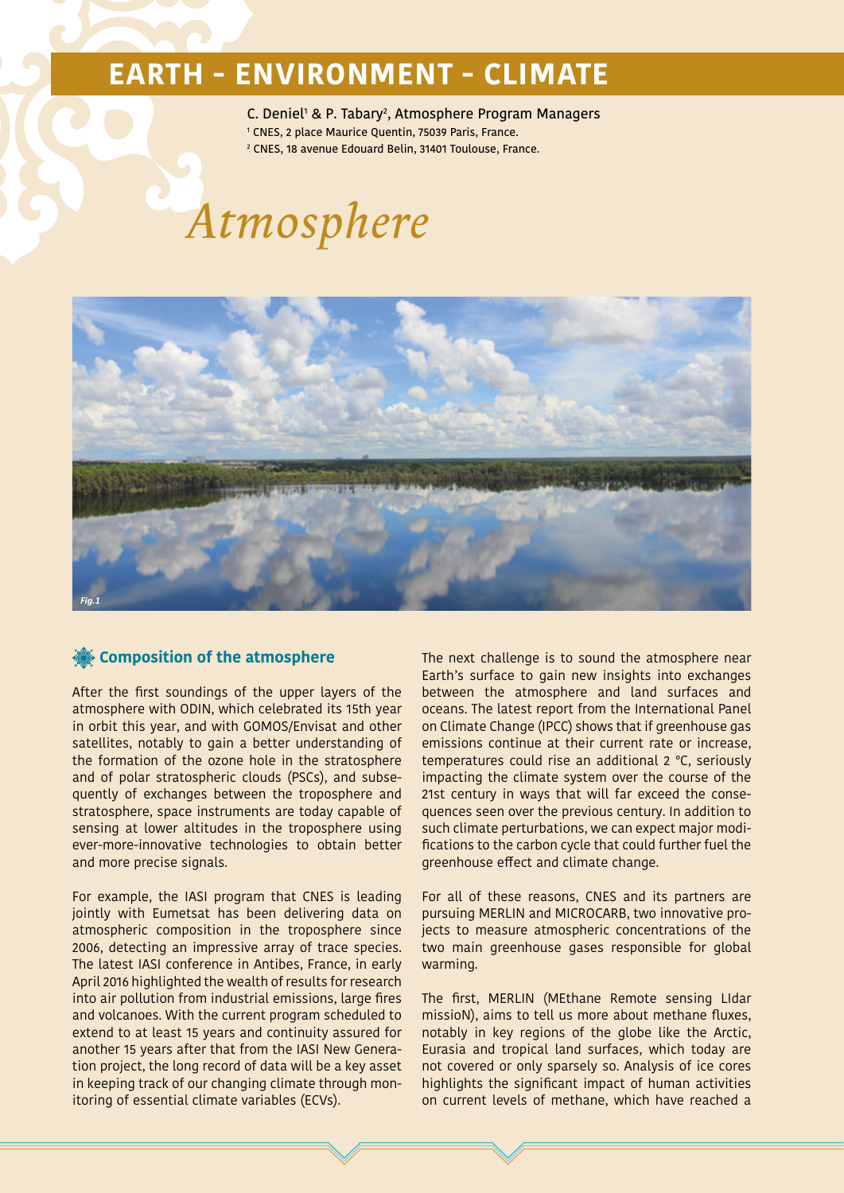# EARTH - ENVIRONMENT - CLIMATE

C. Deniel[1] & P. Tabary[2], Atmosphere Program Managers

[1] CNES, 2 place Maurice Quentin, 75039 Paris, France.

[2] CNES, 18 avenue Edouard Belin, 31401 Toulouse, France.

# *Atmosphere*

*Fig.1*

## Composition of the atmosphere

After the first soundings of the upper layers of the atmosphere with ODIN, which celebrated its 15th year in orbit this year, and with GOMOS/Envisat and other satellites, notably to gain a better understanding of the formation of the ozone hole in the stratosphere and of polar stratospheric clouds (PSCs), and subsequently of exchanges between the troposphere and stratosphere, space instruments are today capable of sensing at lower altitudes in the troposphere using ever-more-innovative technologies to obtain better and more precise signals.

For example, the IASI program that CNES is leading jointly with Eumetsat has been delivering data on atmospheric composition in the troposphere since 2006, detecting an impressive array of trace species. The latest IASI conference in Antibes, France, in early April 2016 highlighted the wealth of results for research into air pollution from industrial emissions, large fires and volcanoes. With the current program scheduled to extend to at least 15 years and continuity assured for another 15 years after that from the IASI New Generation project, the long record of data will be a key asset in keeping track of our changing climate through monitoring of essential climate variables (ECVs).

The next challenge is to sound the atmosphere near Earth's surface to gain new insights into exchanges between the atmosphere and land surfaces and oceans. The latest report from the International Panel on Climate Change (IPCC) shows that if greenhouse gas emissions continue at their current rate or increase, temperatures could rise an additional 2 °C, seriously impacting the climate system over the course of the 21st century in ways that will far exceed the consequences seen over the previous century. In addition to such climate perturbations, we can expect major modifications to the carbon cycle that could further fuel the greenhouse effect and climate change.

For all of these reasons, CNES and its partners are pursuing MERLIN and MICROCARB, two innovative projects to measure atmospheric concentrations of the two main greenhouse gases responsible for global warming.

The first, MERLIN (MEthane Remote sensing LIdar missioN), aims to tell us more about methane fluxes, notably in key regions of the globe like the Arctic, Eurasia and tropical land surfaces, which today are not covered or only sparsely so. Analysis of ice cores highlights the significant impact of human activities on current levels of methane, which have reached a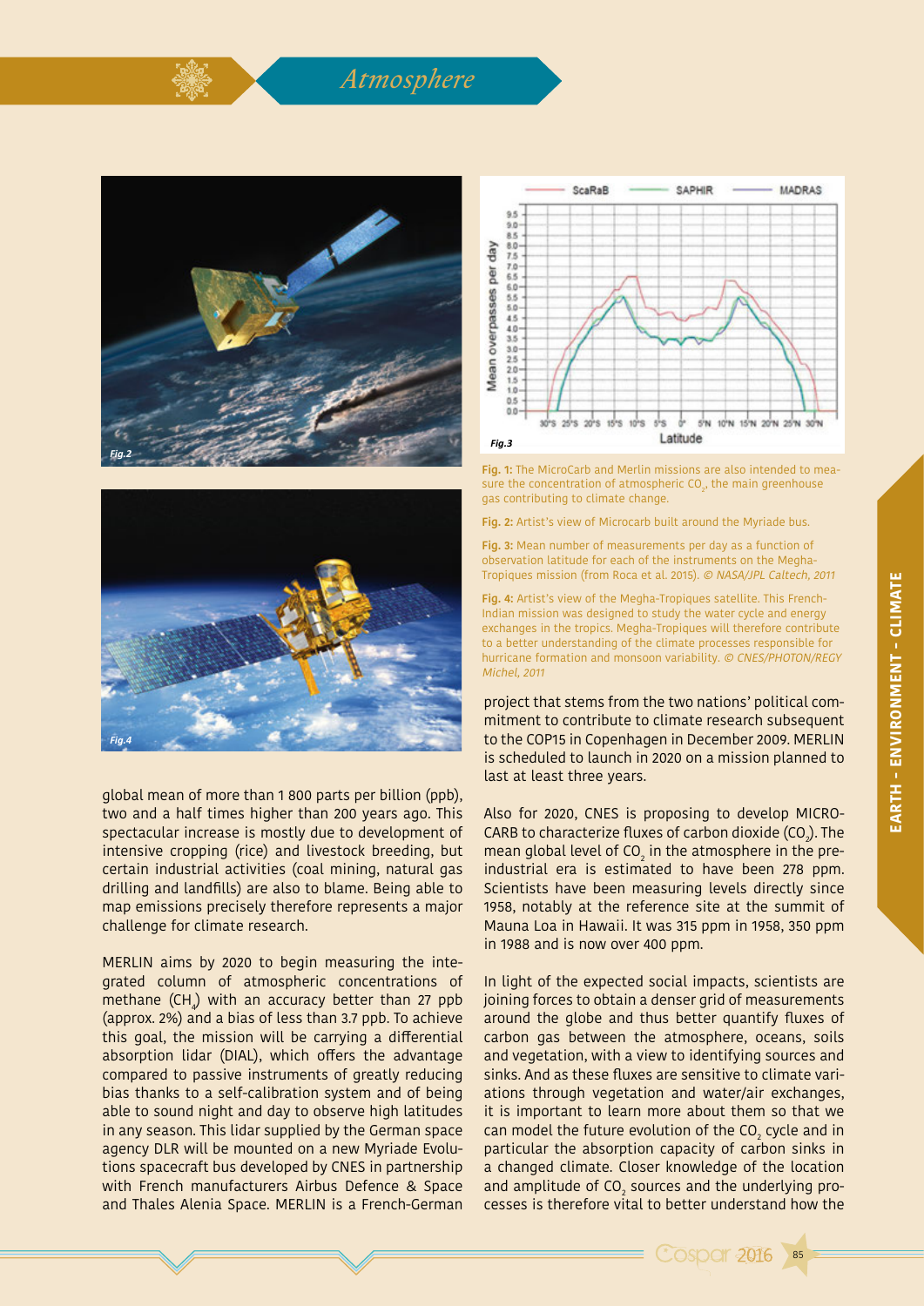Fig. 1: The MicroCarb and Merlin missions are also intended to measure the concentration of atmospheric $CO_2$, the main greenhouse gas contributing to climate change.

Fig. 2: Artist's view of Microcarb built around the Myriade bus.

Fig. 3: Mean number of measurements per day as a function of observation latitude for each of the instruments on the Megha-Tropiques mission (from Roca et al. 2015). *© NASA/JPL Caltech, 2011*

Fig. 4: Artist's view of the Megha-Tropiques satellite. This French-Indian mission was designed to study the water cycle and energy exchanges in the tropics. Megha-Tropiques will therefore contribute to a better understanding of the climate processes responsible for hurricane formation and monsoon variability. *© CNES/PHOTON/REGY Michel, 2011*

global mean of more than 1 800 parts per billion (ppb), two and a half times higher than 200 years ago. This spectacular increase is mostly due to development of intensive cropping (rice) and livestock breeding, but certain industrial activities (coal mining, natural gas drilling and landfills) are also to blame. Being able to map emissions precisely therefore represents a major challenge for climate research.

MERLIN aims by 2020 to begin measuring the integrated column of atmospheric concentrations of methane ($CH_4$) with an accuracy better than 27 ppb (approx. 2%) and a bias of less than 3.7 ppb. To achieve this goal, the mission will be carrying a differential absorption lidar (DIAL), which offers the advantage compared to passive instruments of greatly reducing bias thanks to a self-calibration system and of being able to sound night and day to observe high latitudes in any season. This lidar supplied by the German space agency DLR will be mounted on a new Myriade Evolutions spacecraft bus developed by CNES in partnership with French manufacturers Airbus Defence & Space and Thales Alenia Space. MERLIN is a French-German project that stems from the two nations' political commitment to contribute to climate research subsequent to the COP15 in Copenhagen in December 2009. MERLIN is scheduled to launch in 2020 on a mission planned to last at least three years.

Also for 2020, CNES is proposing to develop MICROCARB to characterize fluxes of carbon dioxide ($CO_2$). The mean global level of $CO_2$ in the atmosphere in the pre-industrial era is estimated to have been 278 ppm. Scientists have been measuring levels directly since 1958, notably at the reference site at the summit of Mauna Loa in Hawaii. It was 315 ppm in 1958, 350 ppm in 1988 and is now over 400 ppm.

In light of the expected social impacts, scientists are joining forces to obtain a denser grid of measurements around the globe and thus better quantify fluxes of carbon gas between the atmosphere, oceans, soils and vegetation, with a view to identifying sources and sinks. And as these fluxes are sensitive to climate variations through vegetation and water/air exchanges, it is important to learn more about them so that we can model the future evolution of the $CO_2$ cycle and in particular the absorption capacity of carbon sinks in a changed climate. Closer knowledge of the location and amplitude of $CO_2$ sources and the underlying processes is therefore vital to better understand how the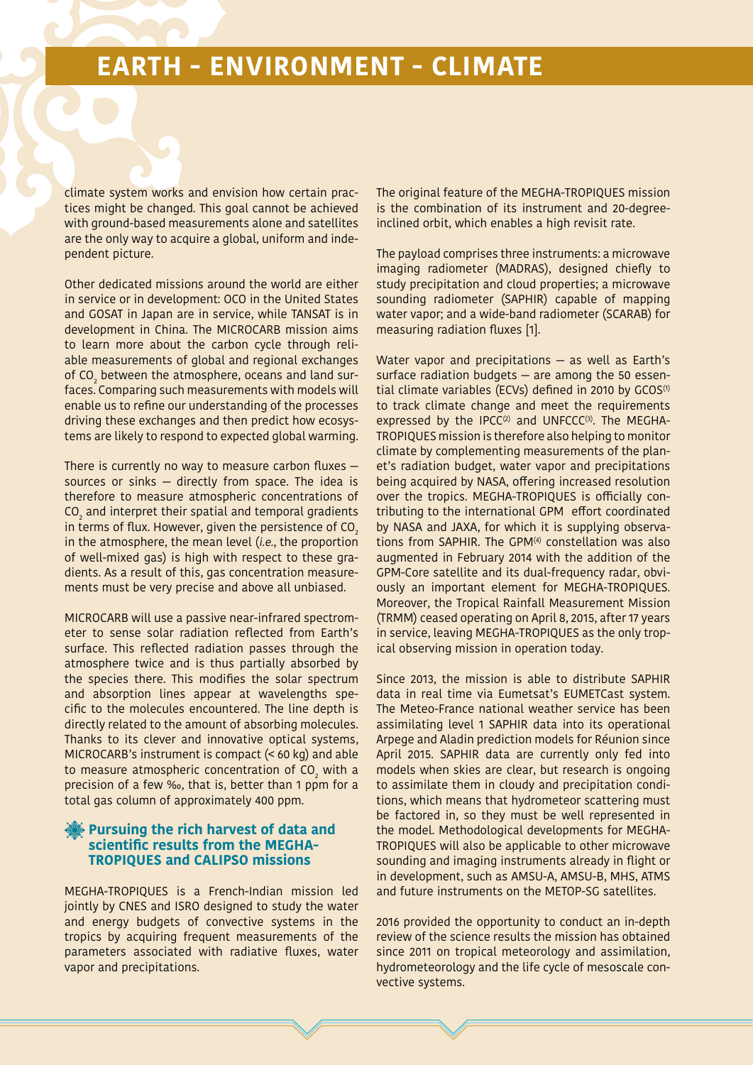climate system works and envision how certain practices might be changed. This goal cannot be achieved with ground-based measurements alone and satellites are the only way to acquire a global, uniform and independent picture.

Other dedicated missions around the world are either in service or in development: OCO in the United States and GOSAT in Japan are in service, while TANSAT is in development in China. The MICROCARB mission aims to learn more about the carbon cycle through reliable measurements of global and regional exchanges of $CO_2$ between the atmosphere, oceans and land surfaces. Comparing such measurements with models will enable us to refine our understanding of the processes driving these exchanges and then predict how ecosystems are likely to respond to expected global warming.

There is currently no way to measure carbon fluxes — sources or sinks — directly from space. The idea is therefore to measure atmospheric concentrations of $CO_2$ and interpret their spatial and temporal gradients in terms of flux. However, given the persistence of $CO_2$ in the atmosphere, the mean level (*i.e.*, the proportion of well-mixed gas) is high with respect to these gradients. As a result of this, gas concentration measurements must be very precise and above all unbiased.

MICROCARB will use a passive near-infrared spectrometer to sense solar radiation reflected from Earth's surface. This reflected radiation passes through the atmosphere twice and is thus partially absorbed by the species there. This modifies the solar spectrum and absorption lines appear at wavelengths specific to the molecules encountered. The line depth is directly related to the amount of absorbing molecules. Thanks to its clever and innovative optical systems, MICROCARB's instrument is compact (< 60 kg) and able to measure atmospheric concentration of $CO_2$ with a precision of a few ‰, that is, better than 1 ppm for a total gas column of approximately 400 ppm.

### Pursuing the rich harvest of data and scientific results from the MEGHA-TROPIQUES and CALIPSO missions

MEGHA-TROPIQUES is a French-Indian mission led jointly by CNES and ISRO designed to study the water and energy budgets of convective systems in the tropics by acquiring frequent measurements of the parameters associated with radiative fluxes, water vapor and precipitations.

The original feature of the MEGHA-TROPIQUES mission is the combination of its instrument and 20-degree-inclined orbit, which enables a high revisit rate.

The payload comprises three instruments: a microwave imaging radiometer (MADRAS), designed chiefly to study precipitation and cloud properties; a microwave sounding radiometer (SAPHIR) capable of mapping water vapor; and a wide-band radiometer (SCARAB) for measuring radiation fluxes [1].

Water vapor and precipitations — as well as Earth's surface radiation budgets — are among the 50 essential climate variables (ECVs) defined in 2010 by GCOS(1) to track climate change and meet the requirements expressed by the IPCC(2) and UNFCCC(3). The MEGHA-TROPIQUES mission is therefore also helping to monitor climate by complementing measurements of the planet's radiation budget, water vapor and precipitations being acquired by NASA, offering increased resolution over the tropics. MEGHA-TROPIQUES is officially contributing to the international GPM effort coordinated by NASA and JAXA, for which it is supplying observations from SAPHIR. The GPM(4) constellation was also augmented in February 2014 with the addition of the GPM-Core satellite and its dual-frequency radar, obviously an important element for MEGHA-TROPIQUES. Moreover, the Tropical Rainfall Measurement Mission (TRMM) ceased operating on April 8, 2015, after 17 years in service, leaving MEGHA-TROPIQUES as the only tropical observing mission in operation today.

Since 2013, the mission is able to distribute SAPHIR data in real time via Eumetsat's EUMETCast system. The Meteo-France national weather service has been assimilating level 1 SAPHIR data into its operational Arpege and Aladin prediction models for Réunion since April 2015. SAPHIR data are currently only fed into models when skies are clear, but research is ongoing to assimilate them in cloudy and precipitation conditions, which means that hydrometeor scattering must be factored in, so they must be well represented in the model. Methodological developments for MEGHA-TROPIQUES will also be applicable to other microwave sounding and imaging instruments already in flight or in development, such as AMSU-A, AMSU-B, MHS, ATMS and future instruments on the METOP-SG satellites.

2016 provided the opportunity to conduct an in-depth review of the science results the mission has obtained since 2011 on tropical meteorology and assimilation, hydrometeorology and the life cycle of mesoscale convective systems.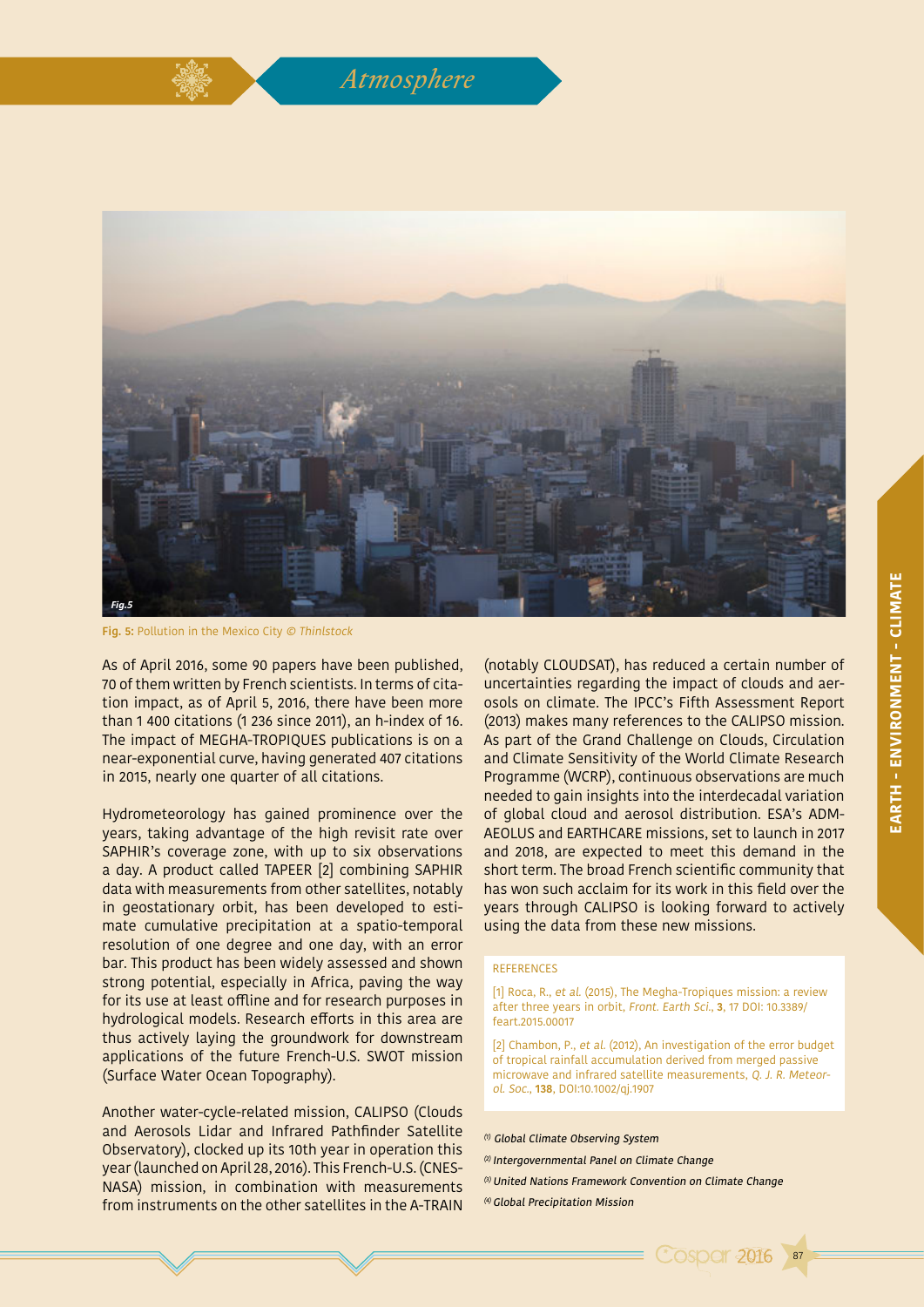Fig. 5: Pollution in the Mexico City © *Thinlstock*

As of April 2016, some 90 papers have been published, 70 of them written by French scientists. In terms of citation impact, as of April 5, 2016, there have been more than 1 400 citations (1 236 since 2011), an h-index of 16. The impact of MEGHA-TROPIQUES publications is on a near-exponential curve, having generated 407 citations in 2015, nearly one quarter of all citations.

Hydrometeorology has gained prominence over the years, taking advantage of the high revisit rate over SAPHIR's coverage zone, with up to six observations a day. A product called TAPEER [2] combining SAPHIR data with measurements from other satellites, notably in geostationary orbit, has been developed to estimate cumulative precipitation at a spatio-temporal resolution of one degree and one day, with an error bar. This product has been widely assessed and shown strong potential, especially in Africa, paving the way for its use at least offline and for research purposes in hydrological models. Research efforts in this area are thus actively laying the groundwork for downstream applications of the future French-U.S. SWOT mission (Surface Water Ocean Topography).

Another water-cycle-related mission, CALIPSO (Clouds and Aerosols Lidar and Infrared Pathfinder Satellite Observatory), clocked up its 10th year in operation this year (launched on April 28, 2016). This French-U.S. (CNES-NASA) mission, in combination with measurements from instruments on the other satellites in the A-TRAIN (notably CLOUDSAT), has reduced a certain number of uncertainties regarding the impact of clouds and aerosols on climate. The IPCC's Fifth Assessment Report (2013) makes many references to the CALIPSO mission. As part of the Grand Challenge on Clouds, Circulation and Climate Sensitivity of the World Climate Research Programme (WCRP), continuous observations are much needed to gain insights into the interdecadal variation of global cloud and aerosol distribution. ESA's ADM-AEOLUS and EARTHCARE missions, set to launch in 2017 and 2018, are expected to meet this demand in the short term. The broad French scientific community that has won such acclaim for its work in this field over the years through CALIPSO is looking forward to actively using the data from these new missions.

REFERENCES

[1] Roca, R., *et al.* (2015), The Megha-Tropiques mission: a review after three years in orbit, *Front. Earth Sci.*, **3**, 17 DOI: 10.3389/feart.2015.00017

[2] Chambon, P., *et al.* (2012), An investigation of the error budget of tropical rainfall accumulation derived from merged passive microwave and infrared satellite measurements, *Q. J. R. Meteorol. Soc.*, **138**, DOI:10.1002/qj.1907

*(1) Global Climate Observing System*

*(2) Intergovernmental Panel on Climate Change*

*(3) United Nations Framework Convention on Climate Change*

*(4) Global Precipitation Mission*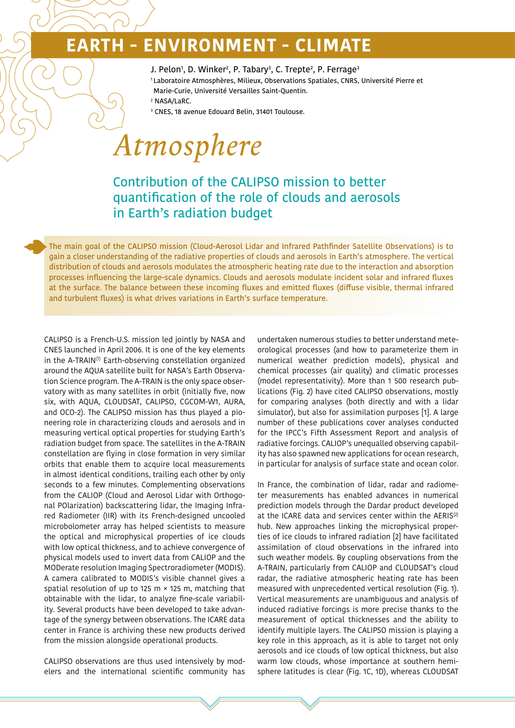# EARTH - ENVIRONMENT - CLIMATE

J. Pelon[1], D. Winker[2], P. Tabary[3], C. Trepte[2], P. Ferrage[3]

[1] Laboratoire Atmosphères, Milieux, Observations Spatiales, CNRS, Université Pierre et Marie-Curie, Université Versailles Saint-Quentin.

[2] NASA/LaRC.

[3] CNES, 18 avenue Edouard Belin, 31401 Toulouse.

# *Atmosphere*

## Contribution of the CALIPSO mission to better quantification of the role of clouds and aerosols in Earth's radiation budget

The main goal of the CALIPSO mission (Cloud-Aerosol Lidar and Infrared Pathfinder Satellite Observations) is to gain a closer understanding of the radiative properties of clouds and aerosols in Earth's atmosphere. The vertical distribution of clouds and aerosols modulates the atmospheric heating rate due to the interaction and absorption processes influencing the large-scale dynamics. Clouds and aerosols modulate incident solar and infrared fluxes at the surface. The balance between these incoming fluxes and emitted fluxes (diffuse visible, thermal infrared and turbulent fluxes) is what drives variations in Earth's surface temperature.

CALIPSO is a French-U.S. mission led jointly by NASA and CNES launched in April 2006. It is one of the key elements in the A-TRAIN[(1)] Earth-observing constellation organized around the AQUA satellite built for NASA's Earth Observation Science program. The A-TRAIN is the only space observatory with as many satellites in orbit (initially five, now six, with AQUA, CLOUDSAT, CALIPSO, CGCOM-W1, AURA, and OCO-2). The CALIPSO mission has thus played a pioneering role in characterizing clouds and aerosols and in measuring vertical optical properties for studying Earth's radiation budget from space. The satellites in the A-TRAIN constellation are flying in close formation in very similar orbits that enable them to acquire local measurements in almost identical conditions, trailing each other by only seconds to a few minutes. Complementing observations from the CALIOP (Cloud and Aerosol Lidar with Orthogonal POlarization) backscattering lidar, the Imaging Infrared Radiometer (IIR) with its French-designed uncooled microbolometer array has helped scientists to measure the optical and microphysical properties of ice clouds with low optical thickness, and to achieve convergence of physical models used to invert data from CALIOP and the MODerate resolution Imaging Spectroradiometer (MODIS). A camera calibrated to MODIS's visible channel gives a spatial resolution of up to 125 m × 125 m, matching that obtainable with the lidar, to analyze fine-scale variability. Several products have been developed to take advantage of the synergy between observations. The ICARE data center in France is archiving these new products derived from the mission alongside operational products.

CALIPSO observations are thus used intensively by modelers and the international scientific community has undertaken numerous studies to better understand meteorological processes (and how to parameterize them in numerical weather prediction models), physical and chemical processes (air quality) and climatic processes (model representativity). More than 1 500 research publications (Fig. 2) have cited CALIPSO observations, mostly for comparing analyses (both directly and with a lidar simulator), but also for assimilation purposes [1]. A large number of these publications cover analyses conducted for the IPCC's Fifth Assessment Report and analysis of radiative forcings. CALIOP's unequalled observing capability has also spawned new applications for ocean research, in particular for analysis of surface state and ocean color.

In France, the combination of lidar, radar and radiometer measurements has enabled advances in numerical prediction models through the Dardar product developed at the ICARE data and services center within the AERIS[(2)] hub. New approaches linking the microphysical properties of ice clouds to infrared radiation [2] have facilitated assimilation of cloud observations in the infrared into such weather models. By coupling observations from the A-TRAIN, particularly from CALIOP and CLOUDSAT's cloud radar, the radiative atmospheric heating rate has been measured with unprecedented vertical resolution (Fig. 1). Vertical measurements are unambiguous and analysis of induced radiative forcings is more precise thanks to the measurement of optical thicknesses and the ability to identify multiple layers. The CALIPSO mission is playing a key role in this approach, as it is able to target not only aerosols and ice clouds of low optical thickness, but also warm low clouds, whose importance at southern hemisphere latitudes is clear (Fig. 1C, 1D), whereas CLOUDSAT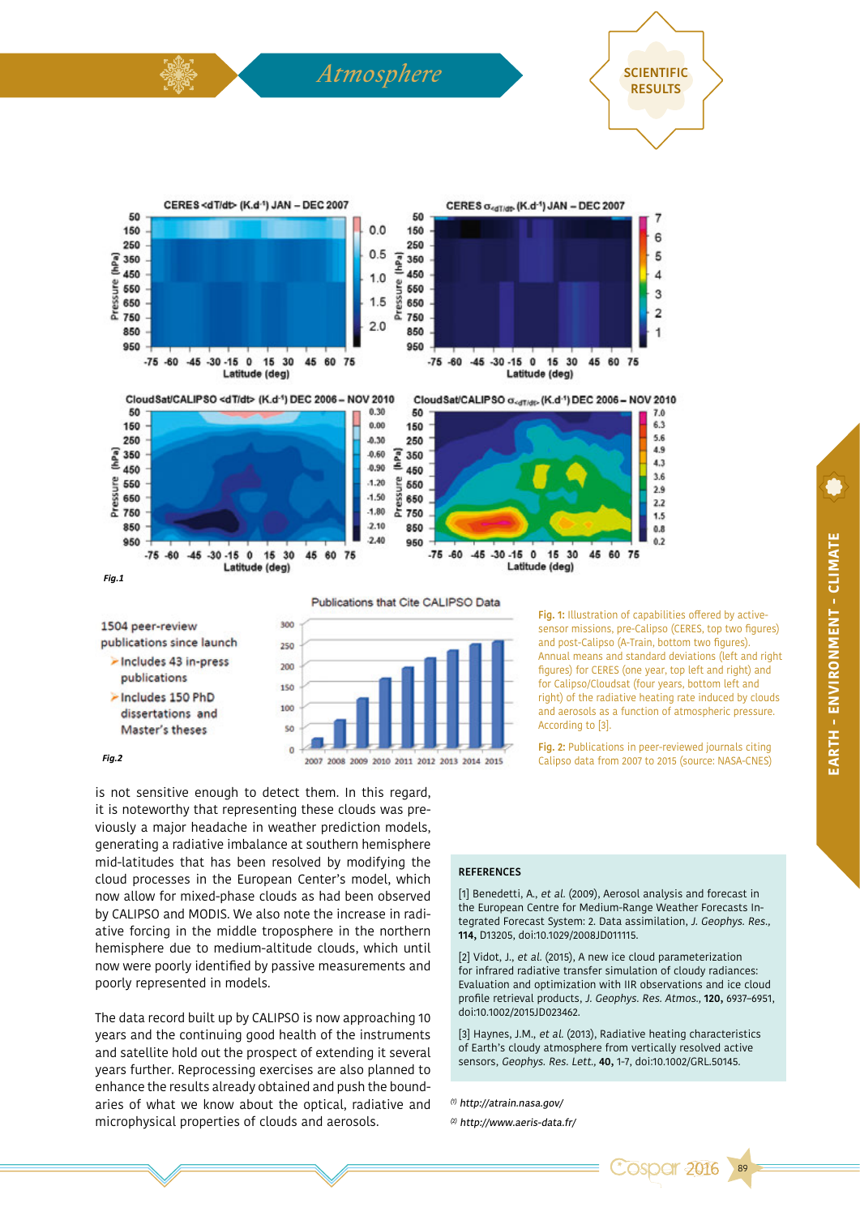Fig.1

1504 peer-review publications since launch

- Includes 43 in-press publications
- Includes 150 PhD dissertations and Master's theses

Fig.2

**Fig. 1:** Illustration of capabilities offered by active-sensor missions, pre-Calipso (CERES, top two figures) and post-Calipso (A-Train, bottom two figures). Annual means and standard deviations (left and right figures) for CERES (one year, top left and right) and for Calipso/Cloudsat (four years, bottom left and right) of the radiative heating rate induced by clouds and aerosols as a function of atmospheric pressure. According to [3].

**Fig. 2:** Publications in peer-reviewed journals citing Calipso data from 2007 to 2015 (source: NASA-CNES)

is not sensitive enough to detect them. In this regard, it is noteworthy that representing these clouds was previously a major headache in weather prediction models, generating a radiative imbalance at southern hemisphere mid-latitudes that has been resolved by modifying the cloud processes in the European Center's model, which now allow for mixed-phase clouds as had been observed by CALIPSO and MODIS. We also note the increase in radiative forcing in the middle troposphere in the northern hemisphere due to medium-altitude clouds, which until now were poorly identified by passive measurements and poorly represented in models.

The data record built up by CALIPSO is now approaching 10 years and the continuing good health of the instruments and satellite hold out the prospect of extending it several years further. Reprocessing exercises are also planned to enhance the results already obtained and push the boundaries of what we know about the optical, radiative and microphysical properties of clouds and aerosols.

### REFERENCES

[1] Benedetti, A., *et al.* (2009), Aerosol analysis and forecast in the European Centre for Medium-Range Weather Forecasts Integrated Forecast System: 2. Data assimilation, *J. Geophys. Res.*, **114,** D13205, doi:10.1029/2008JD011115.

[2] Vidot, J., *et al.* (2015), A new ice cloud parameterization for infrared radiative transfer simulation of cloudy radiances: Evaluation and optimization with IIR observations and ice cloud profile retrieval products, *J. Geophys. Res. Atmos.*, **120,** 6937–6951, doi:10.1002/2015JD023462.

[3] Haynes, J.M., *et al.* (2013), Radiative heating characteristics of Earth's cloudy atmosphere from vertically resolved active sensors, *Geophys. Res. Lett.*, **40,** 1-7, doi:10.1002/GRL.50145.

(1) *http://atrain.nasa.gov/*

(2) *http://www.aeris-data.fr/*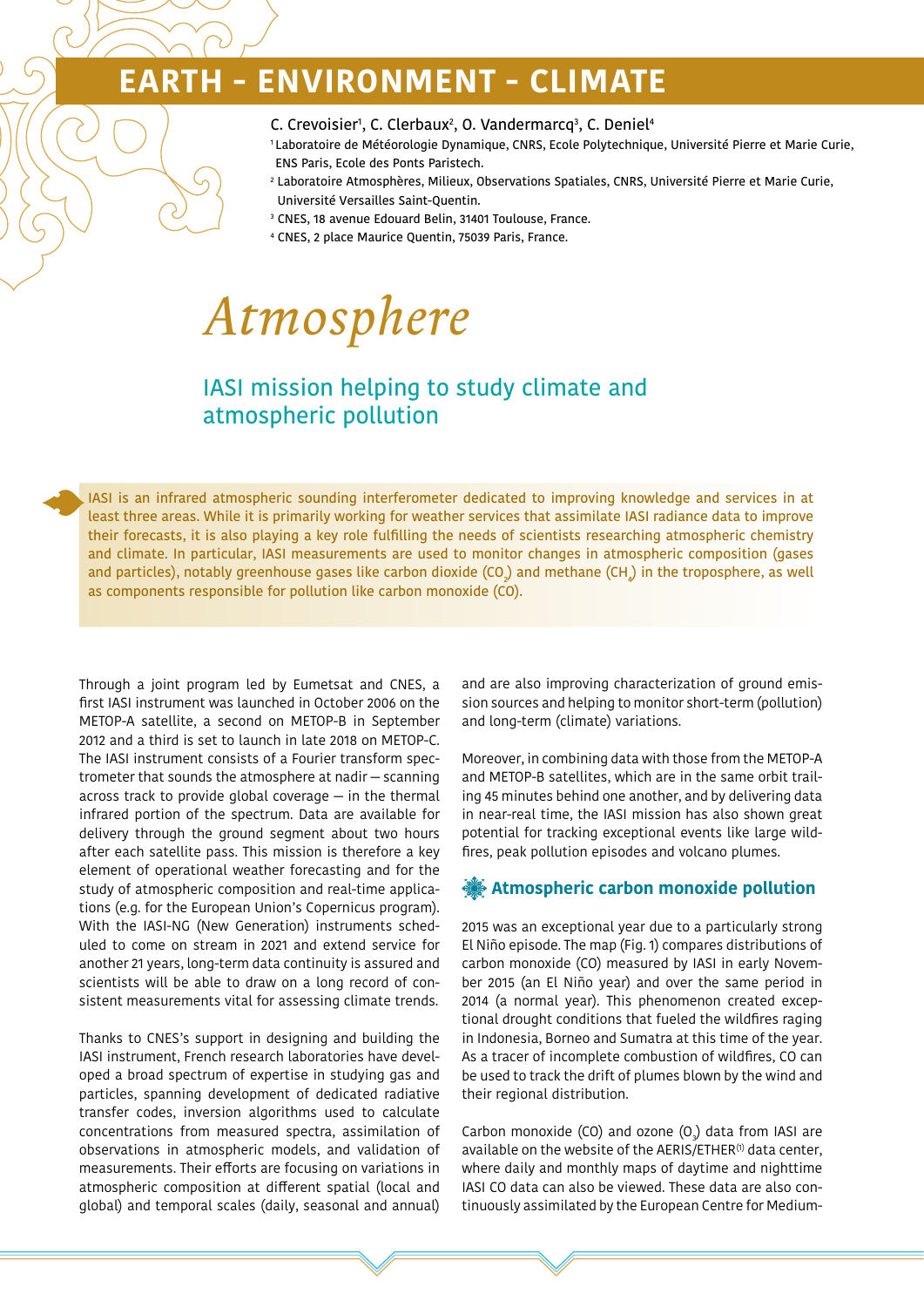# EARTH - ENVIRONMENT - CLIMATE

C. Crevoisier[1], C. Clerbaux[2], O. Vandermarcq[3], C. Deniel[4]

[1] Laboratoire de Météorologie Dynamique, CNRS, Ecole Polytechnique, Université Pierre et Marie Curie, ENS Paris, Ecole des Ponts Paristech.

[2] Laboratoire Atmosphères, Milieux, Observations Spatiales, CNRS, Université Pierre et Marie Curie, Université Versailles Saint-Quentin.

[3] CNES, 18 avenue Edouard Belin, 31401 Toulouse, France.

[4] CNES, 2 place Maurice Quentin, 75039 Paris, France.

## *Atmosphere*

### IASI mission helping to study climate and atmospheric pollution

IASI is an infrared atmospheric sounding interferometer dedicated to improving knowledge and services in at least three areas. While it is primarily working for weather services that assimilate IASI radiance data to improve their forecasts, it is also playing a key role fulfilling the needs of scientists researching atmospheric chemistry and climate. In particular, IASI measurements are used to monitor changes in atmospheric composition (gases and particles), notably greenhouse gases like carbon dioxide ($CO_2$) and methane ($CH_4$) in the troposphere, as well as components responsible for pollution like carbon monoxide (CO).

Through a joint program led by Eumetsat and CNES, a first IASI instrument was launched in October 2006 on the METOP-A satellite, a second on METOP-B in September 2012 and a third is set to launch in late 2018 on METOP-C. The IASI instrument consists of a Fourier transform spectrometer that sounds the atmosphere at nadir — scanning across track to provide global coverage — in the thermal infrared portion of the spectrum. Data are available for delivery through the ground segment about two hours after each satellite pass. This mission is therefore a key element of operational weather forecasting and for the study of atmospheric composition and real-time applications (e.g. for the European Union's Copernicus program). With the IASI-NG (New Generation) instruments scheduled to come on stream in 2021 and extend service for another 21 years, long-term data continuity is assured and scientists will be able to draw on a long record of consistent measurements vital for assessing climate trends.

Thanks to CNES's support in designing and building the IASI instrument, French research laboratories have developed a broad spectrum of expertise in studying gas and particles, spanning development of dedicated radiative transfer codes, inversion algorithms used to calculate concentrations from measured spectra, assimilation of observations in atmospheric models, and validation of measurements. Their efforts are focusing on variations in atmospheric composition at different spatial (local and global) and temporal scales (daily, seasonal and annual) and are also improving characterization of ground emission sources and helping to monitor short-term (pollution) and long-term (climate) variations.

Moreover, in combining data with those from the METOP-A and METOP-B satellites, which are in the same orbit trailing 45 minutes behind one another, and by delivering data in near-real time, the IASI mission has also shown great potential for tracking exceptional events like large wildfires, peak pollution episodes and volcano plumes.

#### Atmospheric carbon monoxide pollution

2015 was an exceptional year due to a particularly strong El Niño episode. The map (Fig. 1) compares distributions of carbon monoxide (CO) measured by IASI in early November 2015 (an El Niño year) and over the same period in 2014 (a normal year). This phenomenon created exceptional drought conditions that fueled the wildfires raging in Indonesia, Borneo and Sumatra at this time of the year. As a tracer of incomplete combustion of wildfires, CO can be used to track the drift of plumes blown by the wind and their regional distribution.

Carbon monoxide (CO) and ozone ($O_3$) data from IASI are available on the website of the AERIS/ETHER[1] data center, where daily and monthly maps of daytime and nighttime IASI CO data can also be viewed. These data are also continuously assimilated by the European Centre for Medium-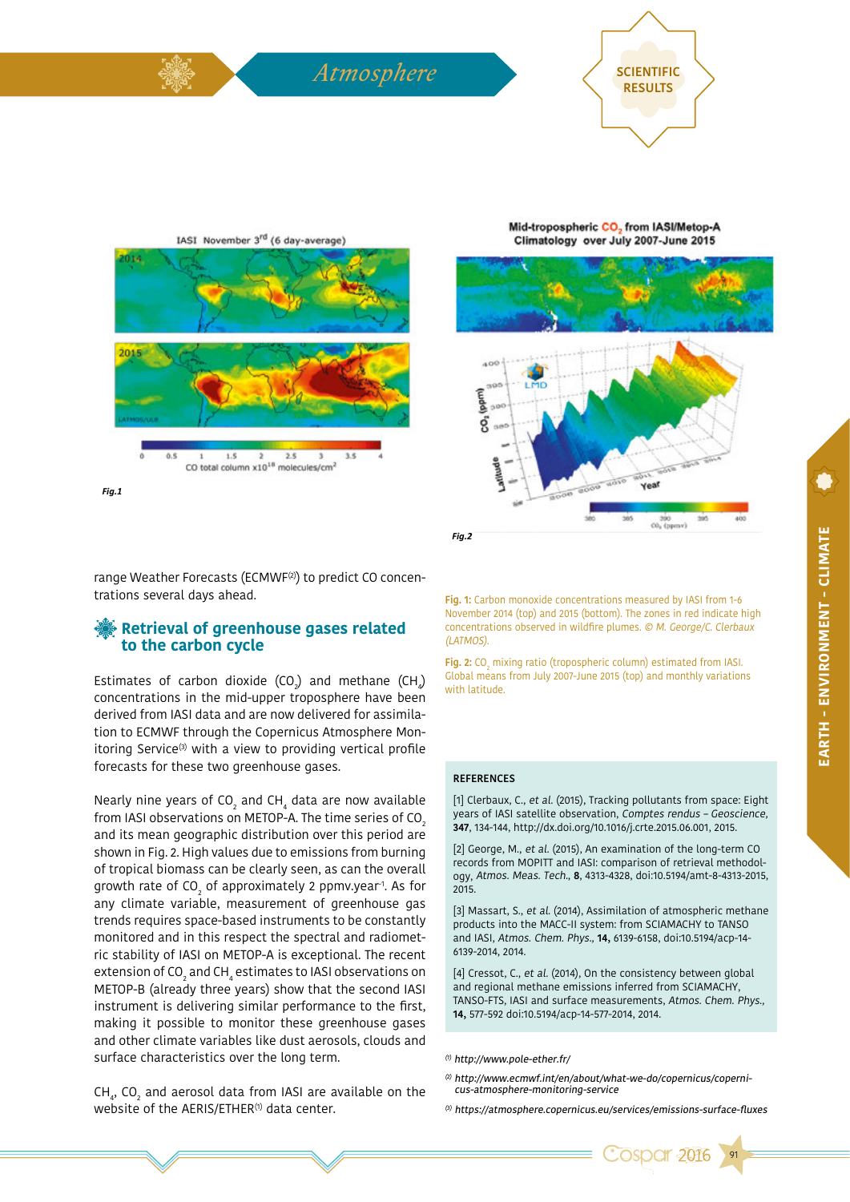IASI November 3rd (6 day-average)

2014

2015

LATMOS/ULB

0 0.5 1 1.5 2 2.5 3 3.5 4

CO total column x10[18] molecules/cm[2]

Fig.1

Mid-tropospheric $CO_2$ from IASI/Metop-A
Climatology over July 2007-June 2015

400
395
390
385

$CO_2$ (ppm)

Latitude

LMD

Year

2008 2009 2010 2011 2012 2013 2014

380 385 390 395 400

$CO_2$ (ppmv)

Fig.2

range Weather Forecasts (ECMWF[2]) to predict CO concentrations several days ahead.

## Retrieval of greenhouse gases related to the carbon cycle

Estimates of carbon dioxide ($CO_2$) and methane ($CH_4$) concentrations in the mid-upper troposphere have been derived from IASI data and are now delivered for assimilation to ECMWF through the Copernicus Atmosphere Monitoring Service[3] with a view to providing vertical profile forecasts for these two greenhouse gases.

Nearly nine years of $CO_2$ and $CH_4$ data are now available from IASI observations on METOP-A. The time series of $CO_2$ and its mean geographic distribution over this period are shown in Fig. 2. High values due to emissions from burning of tropical biomass can be clearly seen, as can the overall growth rate of $CO_2$ of approximately 2 ppmv.year$^{-1}$. As for any climate variable, measurement of greenhouse gas trends requires space-based instruments to be constantly monitored and in this respect the spectral and radiometric stability of IASI on METOP-A is exceptional. The recent extension of $CO_2$ and $CH_4$ estimates to IASI observations on METOP-B (already three years) show that the second IASI instrument is delivering similar performance to the first, making it possible to monitor these greenhouse gases and other climate variables like dust aerosols, clouds and surface characteristics over the long term.

$CH_4$, $CO_2$ and aerosol data from IASI are available on the website of the AERIS/ETHER[1] data center.

**Fig. 1:** Carbon monoxide concentrations measured by IASI from 1-6 November 2014 (top) and 2015 (bottom). The zones in red indicate high concentrations observed in wildfire plumes. © M. George/C. Clerbaux (LATMOS).

**Fig. 2:** $CO_2$ mixing ratio (tropospheric column) estimated from IASI. Global means from July 2007-June 2015 (top) and monthly variations with latitude.

### REFERENCES

[1] Clerbaux, C., *et al.* (2015), Tracking pollutants from space: Eight years of IASI satellite observation, *Comptes rendus – Geoscience*, **347**, 134-144, http://dx.doi.org/10.1016/j.crte.2015.06.001, 2015.

[2] George, M., *et al.* (2015), An examination of the long-term CO records from MOPITT and IASI: comparison of retrieval methodology, *Atmos. Meas. Tech.*, **8**, 4313-4328, doi:10.5194/amt-8-4313-2015, 2015.

[3] Massart, S., *et al.* (2014), Assimilation of atmospheric methane products into the MACC-II system: from SCIAMACHY to TANSO and IASI, *Atmos. Chem. Phys.*, **14,** 6139-6158, doi:10.5194/acp-14-6139-2014, 2014.

[4] Cressot, C., *et al.* (2014), On the consistency between global and regional methane emissions inferred from SCIAMACHY, TANSO-FTS, IASI and surface measurements, *Atmos. Chem. Phys.*, **14,** 577-592 doi:10.5194/acp-14-577-2014, 2014.

[1] *http://www.pole-ether.fr/*

[2] *http://www.ecmwf.int/en/about/what-we-do/copernicus/copernicus-atmosphere-monitoring-service*

[3] *https://atmosphere.copernicus.eu/services/emissions-surface-fluxes*